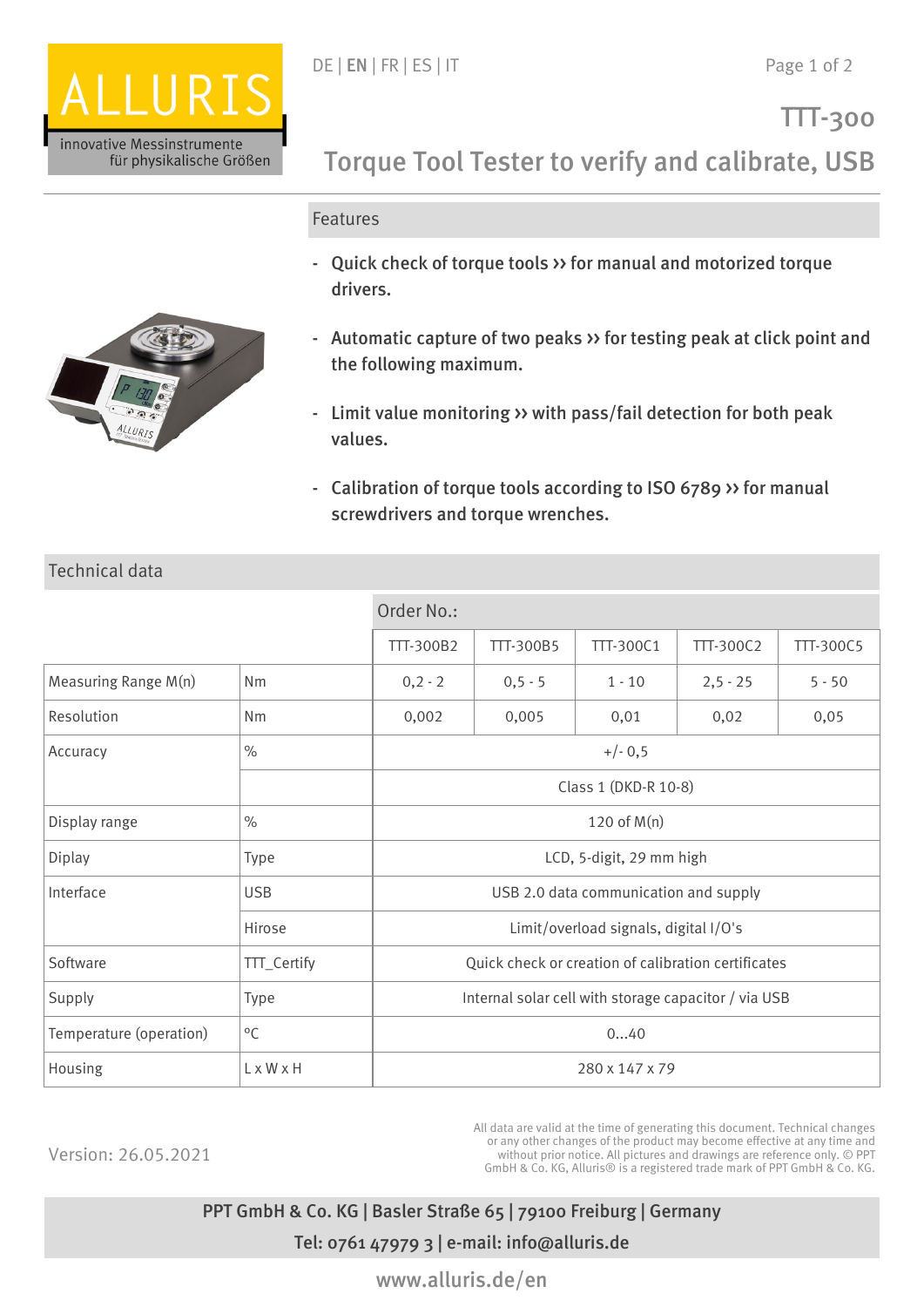ALLURIS

innovative Messinstrumente für physikalische Größen

DE | **EN** | FR | ES | IT

# TTT-300

## Torque Tool Tester to verify and calibrate, USB

### Features

- **Quick check of torque tools ›› for manual and motorized torque drivers.**
- **Automatic capture of two peaks ›› for testing peak at click point and the following maximum.**
- **Limit value monitoring ›› with pass/fail detection for both peak values.**
- **Calibration of torque tools according to ISO 6789 ›› for manual screwdrivers and torque wrenches.**

### Technical data

| | | Order No.: | | | | |
|---|---|---|---|---|---|---|
| | | TTT-300B2 | TTT-300B5 | TTT-300C1 | TTT-300C2 | TTT-300C5 |
| Measuring Range M(n) | Nm | 0,2 - 2 | 0,5 - 5 | 1 - 10 | 2,5 - 25 | 5 - 50 |
| Resolution | Nm | 0,002 | 0,005 | 0,01 | 0,02 | 0,05 |
| Accuracy | % | +/- 0,5 | | | | |
| | | Class 1 (DKD-R 10-8) | | | | |
| Display range | % | 120 of M(n) | | | | |
| Diplay | Type | LCD, 5-digit, 29 mm high | | | | |
| Interface | USB | USB 2.0 data communication and supply | | | | |
| | Hirose | Limit/overload signals, digital I/O's | | | | |
| Software | TTT_Certify | Quick check or creation of calibration certificates | | | | |
| Supply | Type | Internal solar cell with storage capacitor / via USB | | | | |
| Temperature (operation) | °C | 0...40 | | | | |
| Housing | L x W x H | 280 x 147 x 79 | | | | |

Version: 26.05.2021

All data are valid at the time of generating this document. Technical changes or any other changes of the product may become effective at any time and without prior notice. All pictures and drawings are reference only. © PPT GmbH & Co. KG, Alluris® is a registered trade mark of PPT GmbH & Co. KG.

**PPT GmbH & Co. KG | Basler Straße 65 | 79100 Freiburg | Germany**

**Tel: 0761 47979 3 | e-mail: info@alluris.de**

www.alluris.de/en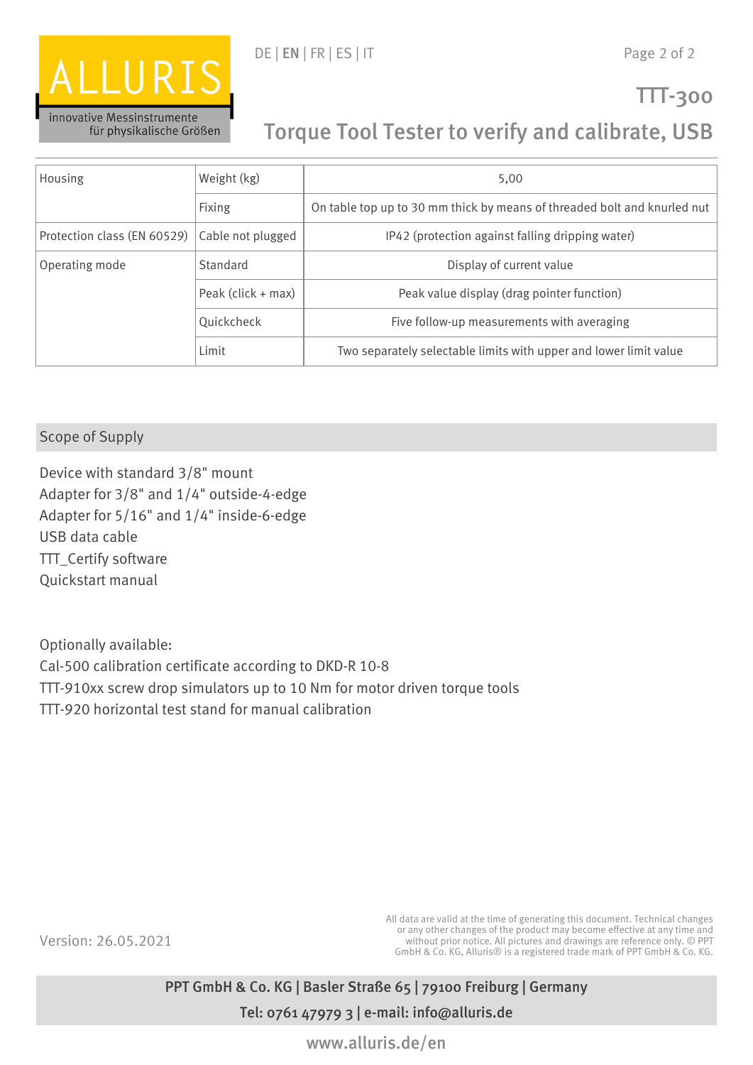# TTT-300

## Torque Tool Tester to verify and calibrate, USB

| | | |
|---|---|---|
| Housing | Weight (kg) | 5,00 |
| | Fixing | On table top up to 30 mm thick by means of threaded bolt and knurled nut |
| Protection class (EN 60529) | Cable not plugged | IP42 (protection against falling dripping water) |
| Operating mode | Standard | Display of current value |
| | Peak (click + max) | Peak value display (drag pointer function) |
| | Quickcheck | Five follow-up measurements with averaging |
| | Limit | Two separately selectable limits with upper and lower limit value |

## Scope of Supply

Device with standard 3/8" mount
Adapter for 3/8" and 1/4" outside-4-edge
Adapter for 5/16" and 1/4" inside-6-edge
USB data cable
TTT_Certify software
Quickstart manual

Optionally available:
Cal-500 calibration certificate according to DKD-R 10-8
TTT-910xx screw drop simulators up to 10 Nm for motor driven torque tools
TTT-920 horizontal test stand for manual calibration

Version: 26.05.2021

All data are valid at the time of generating this document. Technical changes or any other changes of the product may become effective at any time and without prior notice. All pictures and drawings are reference only. © PPT GmbH & Co. KG, Alluris® is a registered trade mark of PPT GmbH & Co. KG.

**PPT GmbH & Co. KG | Basler Straße 65 | 79100 Freiburg | Germany**
**Tel: 0761 47979 3 | e-mail: info@alluris.de**

www.alluris.de/en